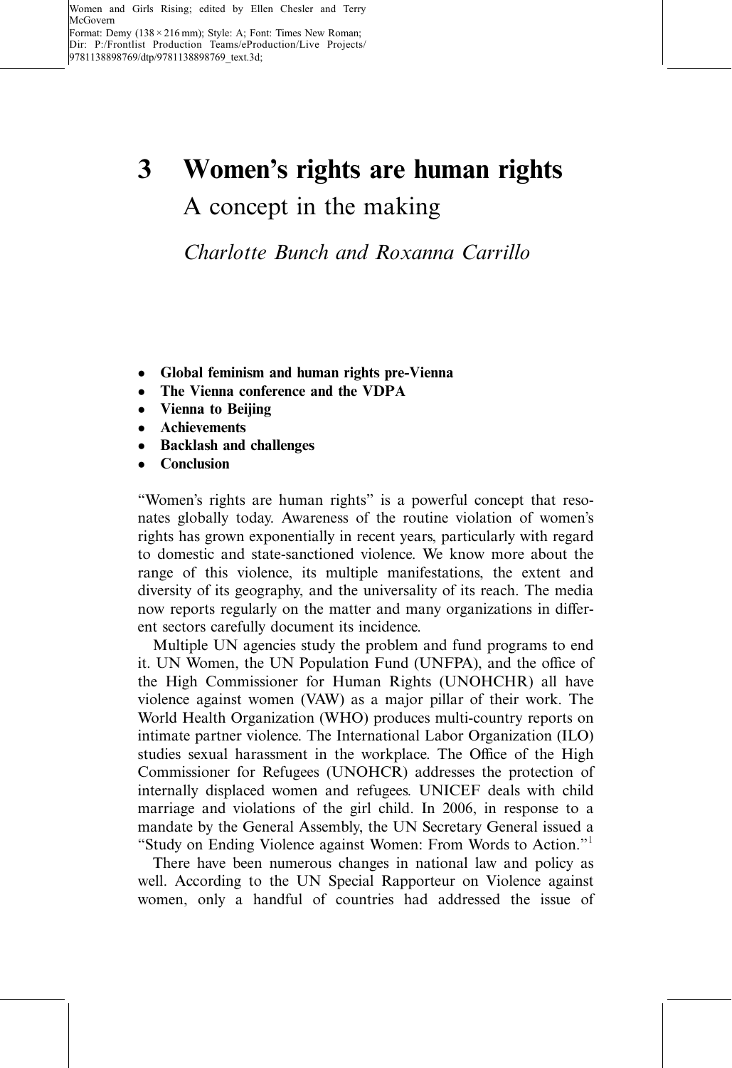# 3 Women's rights are human rights

## A concept in the making

*Charlotte Bunch and Roxanna Carrillo*

- **Global feminism and human rights pre-Vienna**
- **The Vienna conference and the VDPA**
- **Vienna to Beijing**
- **Achievements**
- **Backlash and challenges**
- **Conclusion**

"Women's rights are human rights" is a powerful concept that resonates globally today. Awareness of the routine violation of women's rights has grown exponentially in recent years, particularly with regard to domestic and state-sanctioned violence. We know more about the range of this violence, its multiple manifestations, the extent and diversity of its geography, and the universality of its reach. The media now reports regularly on the matter and many organizations in different sectors carefully document its incidence.

Multiple UN agencies study the problem and fund programs to end it. UN Women, the UN Population Fund (UNFPA), and the office of the High Commissioner for Human Rights (UNOHCHR) all have violence against women (VAW) as a major pillar of their work. The World Health Organization (WHO) produces multi-country reports on intimate partner violence. The International Labor Organization (ILO) studies sexual harassment in the workplace. The Office of the High Commissioner for Refugees (UNOHCR) addresses the protection of internally displaced women and refugees. UNICEF deals with child marriage and violations of the girl child. In 2006, in response to a mandate by the General Assembly, the UN Secretary General issued a "Study on Ending Violence against Women: From Words to Action."[1]

There have been numerous changes in national law and policy as well. According to the UN Special Rapporteur on Violence against women, only a handful of countries had addressed the issue of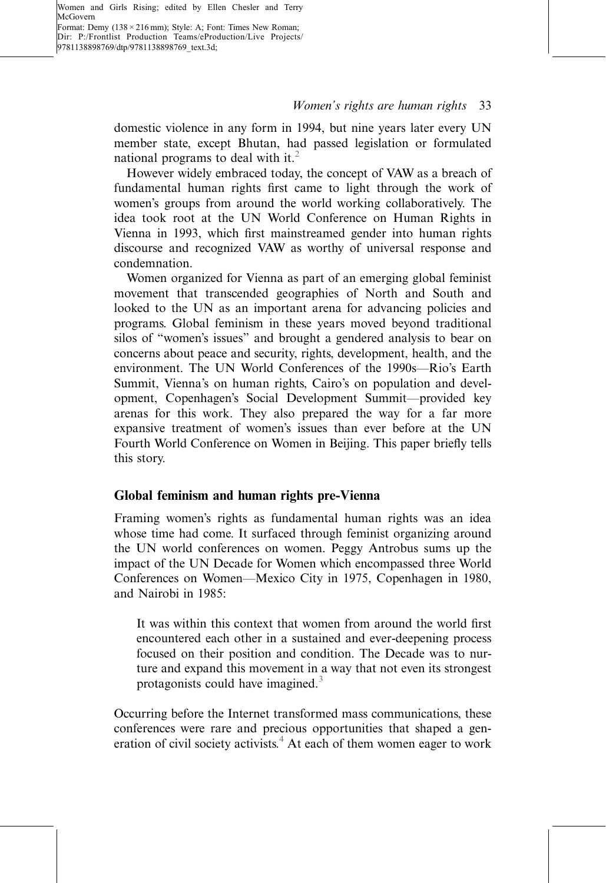domestic violence in any form in 1994, but nine years later every UN member state, except Bhutan, had passed legislation or formulated national programs to deal with it.[2]

However widely embraced today, the concept of VAW as a breach of fundamental human rights first came to light through the work of women's groups from around the world working collaboratively. The idea took root at the UN World Conference on Human Rights in Vienna in 1993, which first mainstreamed gender into human rights discourse and recognized VAW as worthy of universal response and condemnation.

Women organized for Vienna as part of an emerging global feminist movement that transcended geographies of North and South and looked to the UN as an important arena for advancing policies and programs. Global feminism in these years moved beyond traditional silos of "women's issues" and brought a gendered analysis to bear on concerns about peace and security, rights, development, health, and the environment. The UN World Conferences of the 1990s—Rio's Earth Summit, Vienna's on human rights, Cairo's on population and development, Copenhagen's Social Development Summit—provided key arenas for this work. They also prepared the way for a far more expansive treatment of women's issues than ever before at the UN Fourth World Conference on Women in Beijing. This paper briefly tells this story.

## Global feminism and human rights pre-Vienna

Framing women's rights as fundamental human rights was an idea whose time had come. It surfaced through feminist organizing around the UN world conferences on women. Peggy Antrobus sums up the impact of the UN Decade for Women which encompassed three World Conferences on Women—Mexico City in 1975, Copenhagen in 1980, and Nairobi in 1985:

> It was within this context that women from around the world first encountered each other in a sustained and ever-deepening process focused on their position and condition. The Decade was to nurture and expand this movement in a way that not even its strongest protagonists could have imagined.[3]

Occurring before the Internet transformed mass communications, these conferences were rare and precious opportunities that shaped a generation of civil society activists.[4] At each of them women eager to work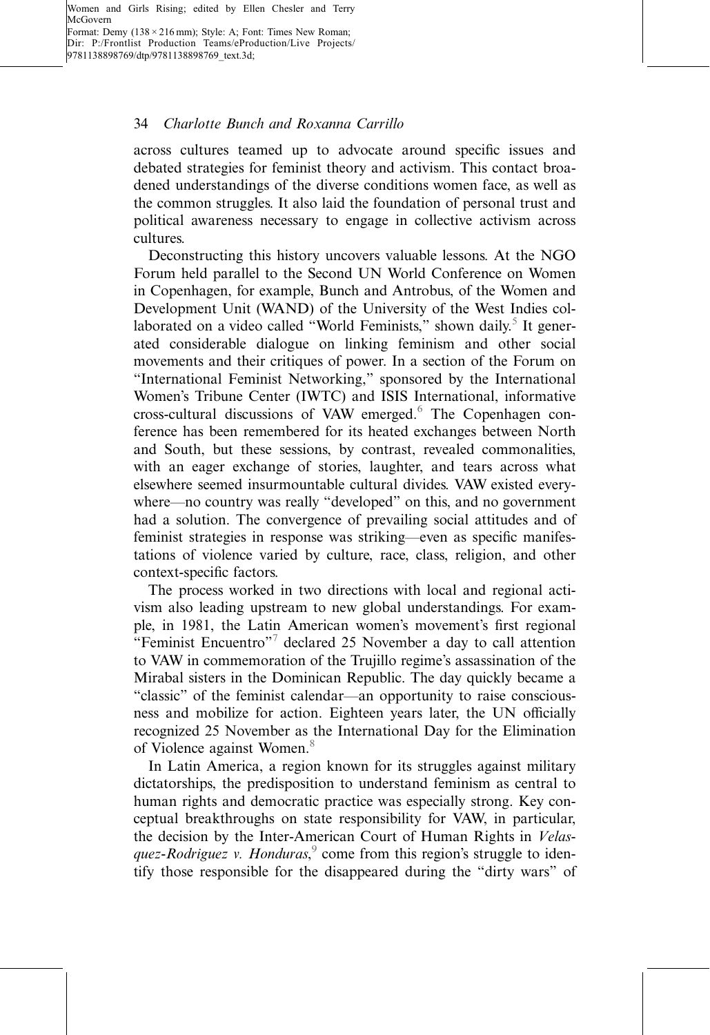across cultures teamed up to advocate around specific issues and debated strategies for feminist theory and activism. This contact broadened understandings of the diverse conditions women face, as well as the common struggles. It also laid the foundation of personal trust and political awareness necessary to engage in collective activism across cultures.

Deconstructing this history uncovers valuable lessons. At the NGO Forum held parallel to the Second UN World Conference on Women in Copenhagen, for example, Bunch and Antrobus, of the Women and Development Unit (WAND) of the University of the West Indies collaborated on a video called "World Feminists," shown daily.[5] It generated considerable dialogue on linking feminism and other social movements and their critiques of power. In a section of the Forum on "International Feminist Networking," sponsored by the International Women's Tribune Center (IWTC) and ISIS International, informative cross-cultural discussions of VAW emerged.[6] The Copenhagen conference has been remembered for its heated exchanges between North and South, but these sessions, by contrast, revealed commonalities, with an eager exchange of stories, laughter, and tears across what elsewhere seemed insurmountable cultural divides. VAW existed everywhere—no country was really "developed" on this, and no government had a solution. The convergence of prevailing social attitudes and of feminist strategies in response was striking—even as specific manifestations of violence varied by culture, race, class, religion, and other context-specific factors.

The process worked in two directions with local and regional activism also leading upstream to new global understandings. For example, in 1981, the Latin American women's movement's first regional "Feminist Encuentro"[7] declared 25 November a day to call attention to VAW in commemoration of the Trujillo regime's assassination of the Mirabal sisters in the Dominican Republic. The day quickly became a "classic" of the feminist calendar—an opportunity to raise consciousness and mobilize for action. Eighteen years later, the UN officially recognized 25 November as the International Day for the Elimination of Violence against Women.[8]

In Latin America, a region known for its struggles against military dictatorships, the predisposition to understand feminism as central to human rights and democratic practice was especially strong. Key conceptual breakthroughs on state responsibility for VAW, in particular, the decision by the Inter-American Court of Human Rights in *Velasquez-Rodriguez v. Honduras*,[9] come from this region's struggle to identify those responsible for the disappeared during the "dirty wars" of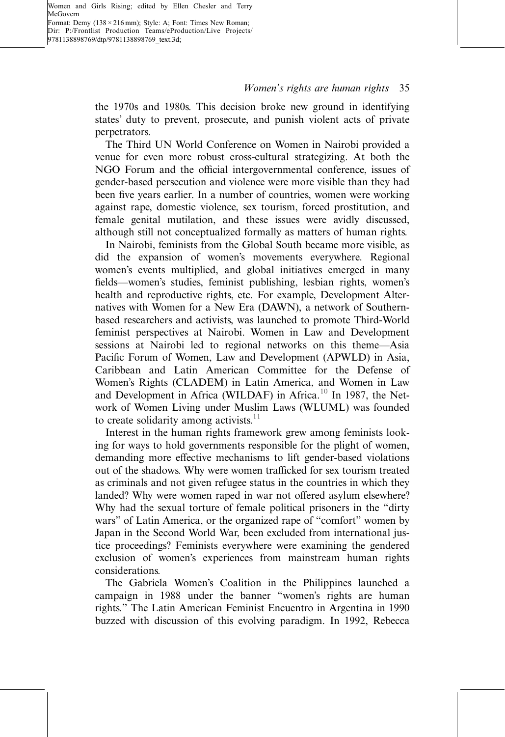the 1970s and 1980s. This decision broke new ground in identifying states' duty to prevent, prosecute, and punish violent acts of private perpetrators.

The Third UN World Conference on Women in Nairobi provided a venue for even more robust cross-cultural strategizing. At both the NGO Forum and the official intergovernmental conference, issues of gender-based persecution and violence were more visible than they had been five years earlier. In a number of countries, women were working against rape, domestic violence, sex tourism, forced prostitution, and female genital mutilation, and these issues were avidly discussed, although still not conceptualized formally as matters of human rights.

In Nairobi, feminists from the Global South became more visible, as did the expansion of women's movements everywhere. Regional women's events multiplied, and global initiatives emerged in many fields—women's studies, feminist publishing, lesbian rights, women's health and reproductive rights, etc. For example, Development Alternatives with Women for a New Era (DAWN), a network of Southern-based researchers and activists, was launched to promote Third-World feminist perspectives at Nairobi. Women in Law and Development sessions at Nairobi led to regional networks on this theme—Asia Pacific Forum of Women, Law and Development (APWLD) in Asia, Caribbean and Latin American Committee for the Defense of Women's Rights (CLADEM) in Latin America, and Women in Law and Development in Africa (WILDAF) in Africa.[10] In 1987, the Network of Women Living under Muslim Laws (WLUML) was founded to create solidarity among activists.[11]

Interest in the human rights framework grew among feminists looking for ways to hold governments responsible for the plight of women, demanding more effective mechanisms to lift gender-based violations out of the shadows. Why were women trafficked for sex tourism treated as criminals and not given refugee status in the countries in which they landed? Why were women raped in war not offered asylum elsewhere? Why had the sexual torture of female political prisoners in the "dirty wars" of Latin America, or the organized rape of "comfort" women by Japan in the Second World War, been excluded from international justice proceedings? Feminists everywhere were examining the gendered exclusion of women's experiences from mainstream human rights considerations.

The Gabriela Women's Coalition in the Philippines launched a campaign in 1988 under the banner "women's rights are human rights." The Latin American Feminist Encuentro in Argentina in 1990 buzzed with discussion of this evolving paradigm. In 1992, Rebecca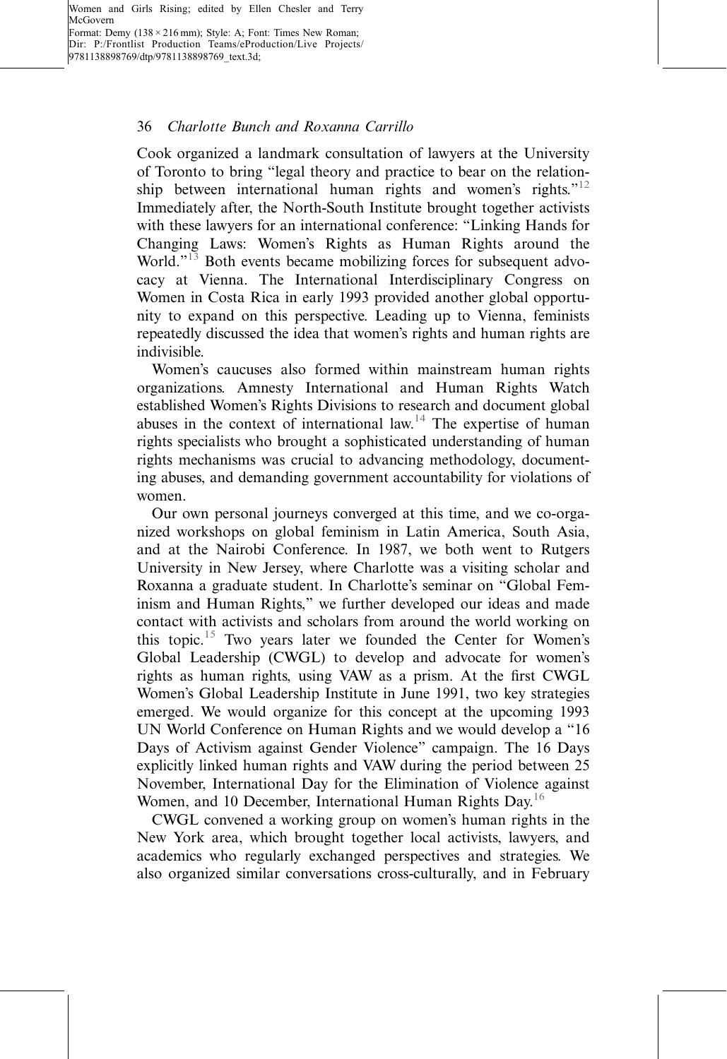Cook organized a landmark consultation of lawyers at the University of Toronto to bring "legal theory and practice to bear on the relationship between international human rights and women's rights."[12] Immediately after, the North-South Institute brought together activists with these lawyers for an international conference: "Linking Hands for Changing Laws: Women's Rights as Human Rights around the World."[13] Both events became mobilizing forces for subsequent advocacy at Vienna. The International Interdisciplinary Congress on Women in Costa Rica in early 1993 provided another global opportunity to expand on this perspective. Leading up to Vienna, feminists repeatedly discussed the idea that women's rights and human rights are indivisible.

Women's caucuses also formed within mainstream human rights organizations. Amnesty International and Human Rights Watch established Women's Rights Divisions to research and document global abuses in the context of international law.[14] The expertise of human rights specialists who brought a sophisticated understanding of human rights mechanisms was crucial to advancing methodology, documenting abuses, and demanding government accountability for violations of women.

Our own personal journeys converged at this time, and we co-organized workshops on global feminism in Latin America, South Asia, and at the Nairobi Conference. In 1987, we both went to Rutgers University in New Jersey, where Charlotte was a visiting scholar and Roxanna a graduate student. In Charlotte's seminar on "Global Feminism and Human Rights," we further developed our ideas and made contact with activists and scholars from around the world working on this topic.[15] Two years later we founded the Center for Women's Global Leadership (CWGL) to develop and advocate for women's rights as human rights, using VAW as a prism. At the first CWGL Women's Global Leadership Institute in June 1991, two key strategies emerged. We would organize for this concept at the upcoming 1993 UN World Conference on Human Rights and we would develop a "16 Days of Activism against Gender Violence" campaign. The 16 Days explicitly linked human rights and VAW during the period between 25 November, International Day for the Elimination of Violence against Women, and 10 December, International Human Rights Day.[16]

CWGL convened a working group on women's human rights in the New York area, which brought together local activists, lawyers, and academics who regularly exchanged perspectives and strategies. We also organized similar conversations cross-culturally, and in February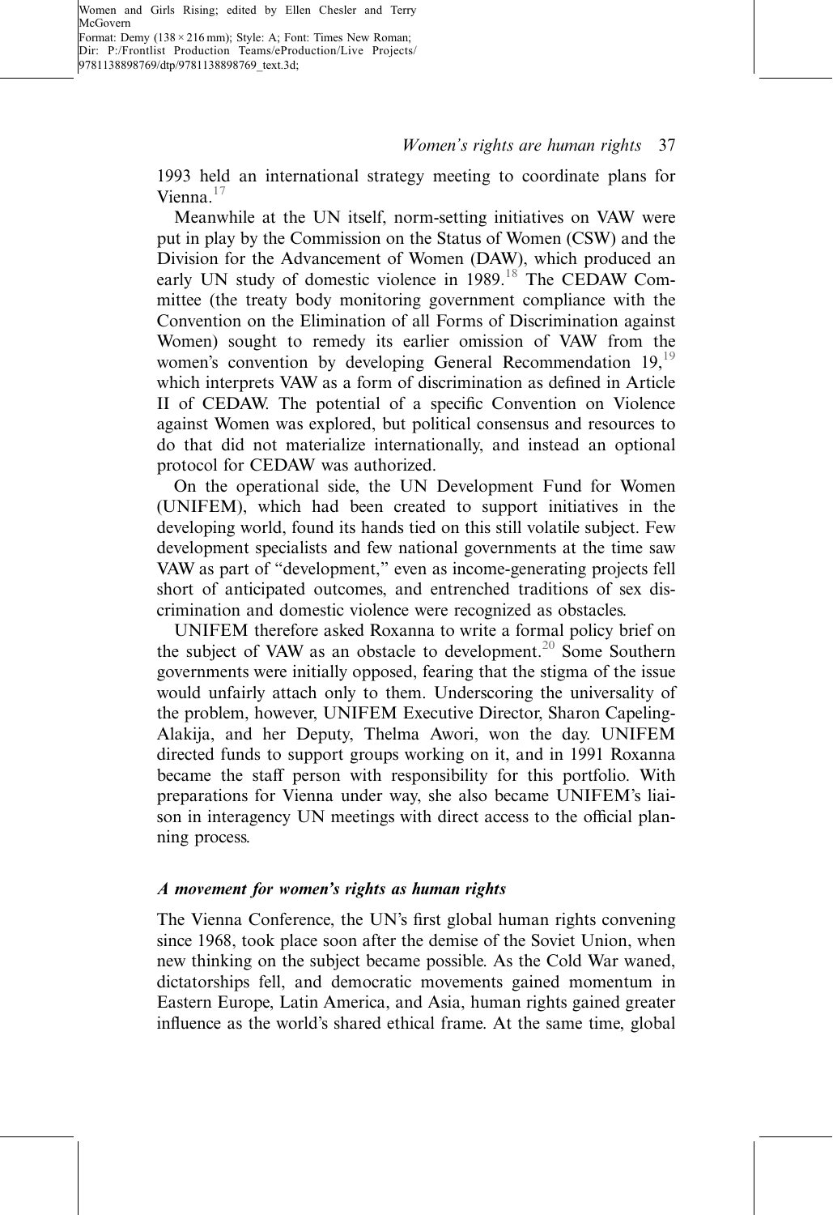1993 held an international strategy meeting to coordinate plans for Vienna.[17]

Meanwhile at the UN itself, norm-setting initiatives on VAW were put in play by the Commission on the Status of Women (CSW) and the Division for the Advancement of Women (DAW), which produced an early UN study of domestic violence in 1989.[18] The CEDAW Committee (the treaty body monitoring government compliance with the Convention on the Elimination of all Forms of Discrimination against Women) sought to remedy its earlier omission of VAW from the women's convention by developing General Recommendation 19,[19] which interprets VAW as a form of discrimination as defined in Article II of CEDAW. The potential of a specific Convention on Violence against Women was explored, but political consensus and resources to do that did not materialize internationally, and instead an optional protocol for CEDAW was authorized.

On the operational side, the UN Development Fund for Women (UNIFEM), which had been created to support initiatives in the developing world, found its hands tied on this still volatile subject. Few development specialists and few national governments at the time saw VAW as part of "development," even as income-generating projects fell short of anticipated outcomes, and entrenched traditions of sex discrimination and domestic violence were recognized as obstacles.

UNIFEM therefore asked Roxanna to write a formal policy brief on the subject of VAW as an obstacle to development.[20] Some Southern governments were initially opposed, fearing that the stigma of the issue would unfairly attach only to them. Underscoring the universality of the problem, however, UNIFEM Executive Director, Sharon Capeling-Alakija, and her Deputy, Thelma Awori, won the day. UNIFEM directed funds to support groups working on it, and in 1991 Roxanna became the staff person with responsibility for this portfolio. With preparations for Vienna under way, she also became UNIFEM's liaison in interagency UN meetings with direct access to the official planning process.

### *A movement for women's rights as human rights*

The Vienna Conference, the UN's first global human rights convening since 1968, took place soon after the demise of the Soviet Union, when new thinking on the subject became possible. As the Cold War waned, dictatorships fell, and democratic movements gained momentum in Eastern Europe, Latin America, and Asia, human rights gained greater influence as the world's shared ethical frame. At the same time, global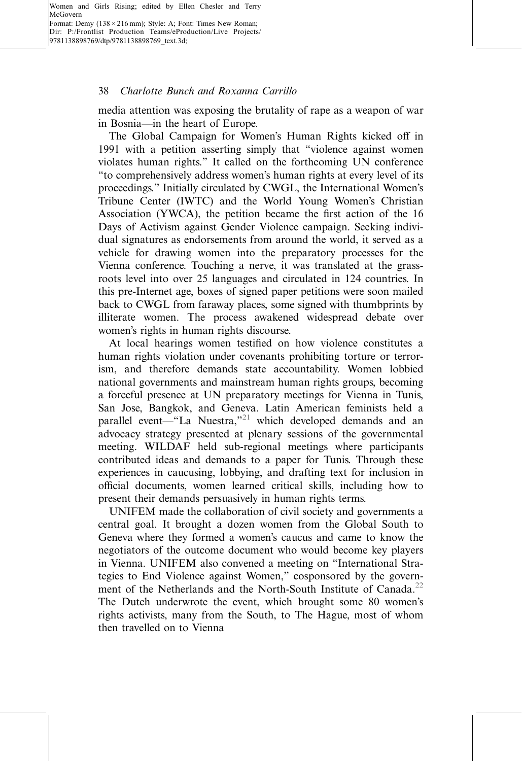media attention was exposing the brutality of rape as a weapon of war in Bosnia—in the heart of Europe.

The Global Campaign for Women's Human Rights kicked off in 1991 with a petition asserting simply that "violence against women violates human rights." It called on the forthcoming UN conference "to comprehensively address women's human rights at every level of its proceedings." Initially circulated by CWGL, the International Women's Tribune Center (IWTC) and the World Young Women's Christian Association (YWCA), the petition became the first action of the 16 Days of Activism against Gender Violence campaign. Seeking individual signatures as endorsements from around the world, it served as a vehicle for drawing women into the preparatory processes for the Vienna conference. Touching a nerve, it was translated at the grassroots level into over 25 languages and circulated in 124 countries. In this pre-Internet age, boxes of signed paper petitions were soon mailed back to CWGL from faraway places, some signed with thumbprints by illiterate women. The process awakened widespread debate over women's rights in human rights discourse.

At local hearings women testified on how violence constitutes a human rights violation under covenants prohibiting torture or terrorism, and therefore demands state accountability. Women lobbied national governments and mainstream human rights groups, becoming a forceful presence at UN preparatory meetings for Vienna in Tunis, San Jose, Bangkok, and Geneva. Latin American feminists held a parallel event—"La Nuestra,"[21] which developed demands and an advocacy strategy presented at plenary sessions of the governmental meeting. WILDAF held sub-regional meetings where participants contributed ideas and demands to a paper for Tunis. Through these experiences in caucusing, lobbying, and drafting text for inclusion in official documents, women learned critical skills, including how to present their demands persuasively in human rights terms.

UNIFEM made the collaboration of civil society and governments a central goal. It brought a dozen women from the Global South to Geneva where they formed a women's caucus and came to know the negotiators of the outcome document who would become key players in Vienna. UNIFEM also convened a meeting on "International Strategies to End Violence against Women," cosponsored by the government of the Netherlands and the North-South Institute of Canada.[22] The Dutch underwrote the event, which brought some 80 women's rights activists, many from the South, to The Hague, most of whom then travelled on to Vienna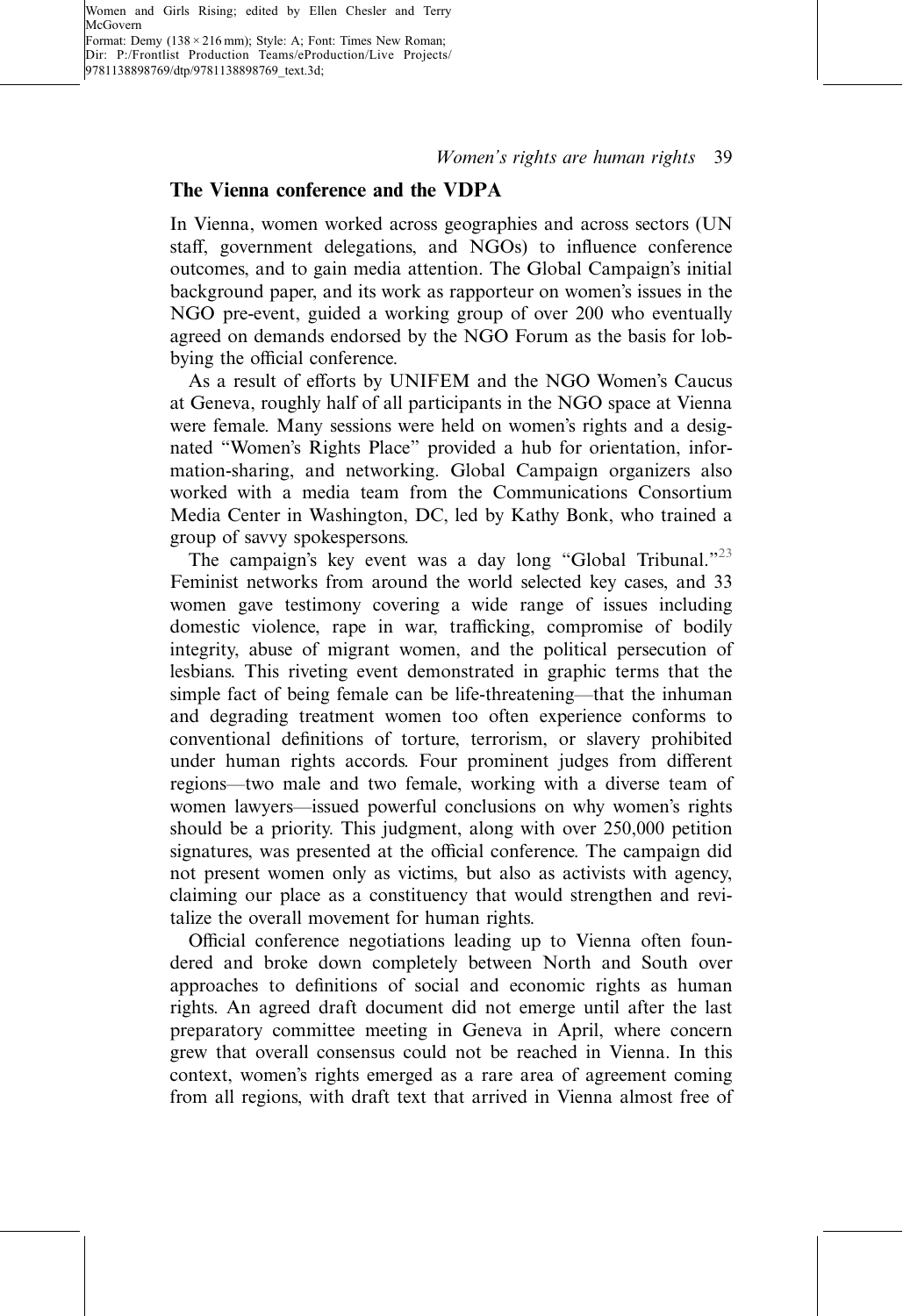## The Vienna conference and the VDPA

In Vienna, women worked across geographies and across sectors (UN staff, government delegations, and NGOs) to influence conference outcomes, and to gain media attention. The Global Campaign's initial background paper, and its work as rapporteur on women's issues in the NGO pre-event, guided a working group of over 200 who eventually agreed on demands endorsed by the NGO Forum as the basis for lobbying the official conference.

As a result of efforts by UNIFEM and the NGO Women's Caucus at Geneva, roughly half of all participants in the NGO space at Vienna were female. Many sessions were held on women's rights and a designated "Women's Rights Place" provided a hub for orientation, information-sharing, and networking. Global Campaign organizers also worked with a media team from the Communications Consortium Media Center in Washington, DC, led by Kathy Bonk, who trained a group of savvy spokespersons.

The campaign's key event was a day long "Global Tribunal."[23] Feminist networks from around the world selected key cases, and 33 women gave testimony covering a wide range of issues including domestic violence, rape in war, trafficking, compromise of bodily integrity, abuse of migrant women, and the political persecution of lesbians. This riveting event demonstrated in graphic terms that the simple fact of being female can be life-threatening—that the inhuman and degrading treatment women too often experience conforms to conventional definitions of torture, terrorism, or slavery prohibited under human rights accords. Four prominent judges from different regions—two male and two female, working with a diverse team of women lawyers—issued powerful conclusions on why women's rights should be a priority. This judgment, along with over 250,000 petition signatures, was presented at the official conference. The campaign did not present women only as victims, but also as activists with agency, claiming our place as a constituency that would strengthen and revitalize the overall movement for human rights.

Official conference negotiations leading up to Vienna often foundered and broke down completely between North and South over approaches to definitions of social and economic rights as human rights. An agreed draft document did not emerge until after the last preparatory committee meeting in Geneva in April, where concern grew that overall consensus could not be reached in Vienna. In this context, women's rights emerged as a rare area of agreement coming from all regions, with draft text that arrived in Vienna almost free of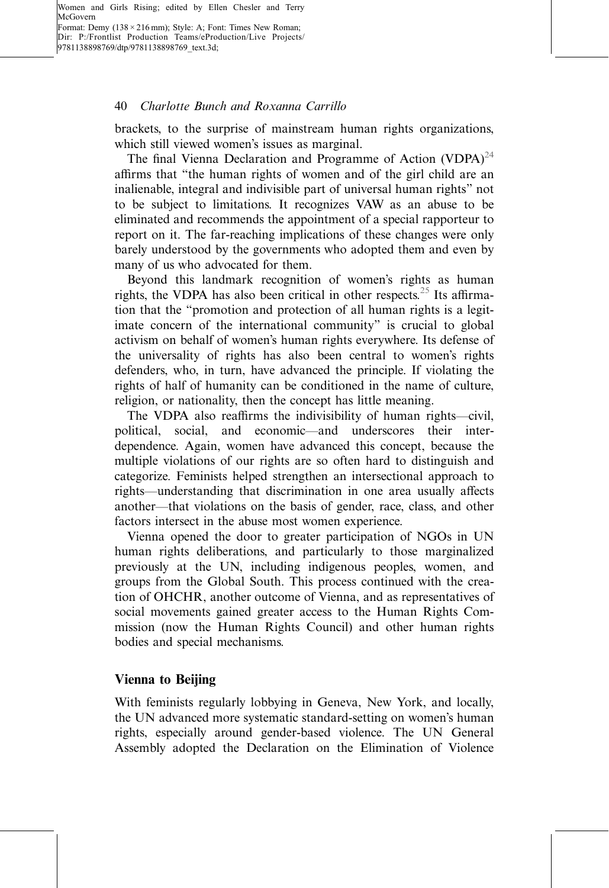brackets, to the surprise of mainstream human rights organizations, which still viewed women's issues as marginal.

The final Vienna Declaration and Programme of Action (VDPA)[24] affirms that "the human rights of women and of the girl child are an inalienable, integral and indivisible part of universal human rights" not to be subject to limitations. It recognizes VAW as an abuse to be eliminated and recommends the appointment of a special rapporteur to report on it. The far-reaching implications of these changes were only barely understood by the governments who adopted them and even by many of us who advocated for them.

Beyond this landmark recognition of women's rights as human rights, the VDPA has also been critical in other respects.[25] Its affirmation that the "promotion and protection of all human rights is a legitimate concern of the international community" is crucial to global activism on behalf of women's human rights everywhere. Its defense of the universality of rights has also been central to women's rights defenders, who, in turn, have advanced the principle. If violating the rights of half of humanity can be conditioned in the name of culture, religion, or nationality, then the concept has little meaning.

The VDPA also reaffirms the indivisibility of human rights—civil, political, social, and economic—and underscores their interdependence. Again, women have advanced this concept, because the multiple violations of our rights are so often hard to distinguish and categorize. Feminists helped strengthen an intersectional approach to rights—understanding that discrimination in one area usually affects another—that violations on the basis of gender, race, class, and other factors intersect in the abuse most women experience.

Vienna opened the door to greater participation of NGOs in UN human rights deliberations, and particularly to those marginalized previously at the UN, including indigenous peoples, women, and groups from the Global South. This process continued with the creation of OHCHR, another outcome of Vienna, and as representatives of social movements gained greater access to the Human Rights Commission (now the Human Rights Council) and other human rights bodies and special mechanisms.

## Vienna to Beijing

With feminists regularly lobbying in Geneva, New York, and locally, the UN advanced more systematic standard-setting on women's human rights, especially around gender-based violence. The UN General Assembly adopted the Declaration on the Elimination of Violence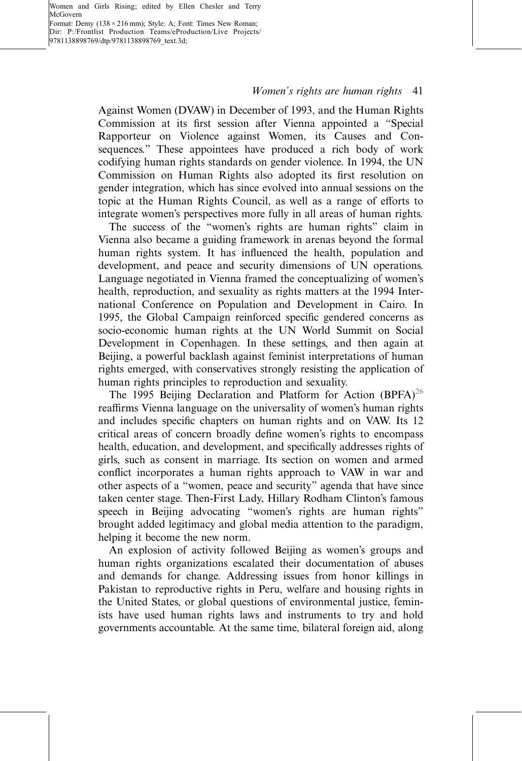Against Women (DVAW) in December of 1993, and the Human Rights Commission at its first session after Vienna appointed a "Special Rapporteur on Violence against Women, its Causes and Consequences." These appointees have produced a rich body of work codifying human rights standards on gender violence. In 1994, the UN Commission on Human Rights also adopted its first resolution on gender integration, which has since evolved into annual sessions on the topic at the Human Rights Council, as well as a range of efforts to integrate women's perspectives more fully in all areas of human rights.

The success of the "women's rights are human rights" claim in Vienna also became a guiding framework in arenas beyond the formal human rights system. It has influenced the health, population and development, and peace and security dimensions of UN operations. Language negotiated in Vienna framed the conceptualizing of women's health, reproduction, and sexuality as rights matters at the 1994 International Conference on Population and Development in Cairo. In 1995, the Global Campaign reinforced specific gendered concerns as socio-economic human rights at the UN World Summit on Social Development in Copenhagen. In these settings, and then again at Beijing, a powerful backlash against feminist interpretations of human rights emerged, with conservatives strongly resisting the application of human rights principles to reproduction and sexuality.

The 1995 Beijing Declaration and Platform for Action (BPFA)[26] reaffirms Vienna language on the universality of women's human rights and includes specific chapters on human rights and on VAW. Its 12 critical areas of concern broadly define women's rights to encompass health, education, and development, and specifically addresses rights of girls, such as consent in marriage. Its section on women and armed conflict incorporates a human rights approach to VAW in war and other aspects of a "women, peace and security" agenda that have since taken center stage. Then-First Lady, Hillary Rodham Clinton's famous speech in Beijing advocating "women's rights are human rights" brought added legitimacy and global media attention to the paradigm, helping it become the new norm.

An explosion of activity followed Beijing as women's groups and human rights organizations escalated their documentation of abuses and demands for change. Addressing issues from honor killings in Pakistan to reproductive rights in Peru, welfare and housing rights in the United States, or global questions of environmental justice, feminists have used human rights laws and instruments to try and hold governments accountable. At the same time, bilateral foreign aid, along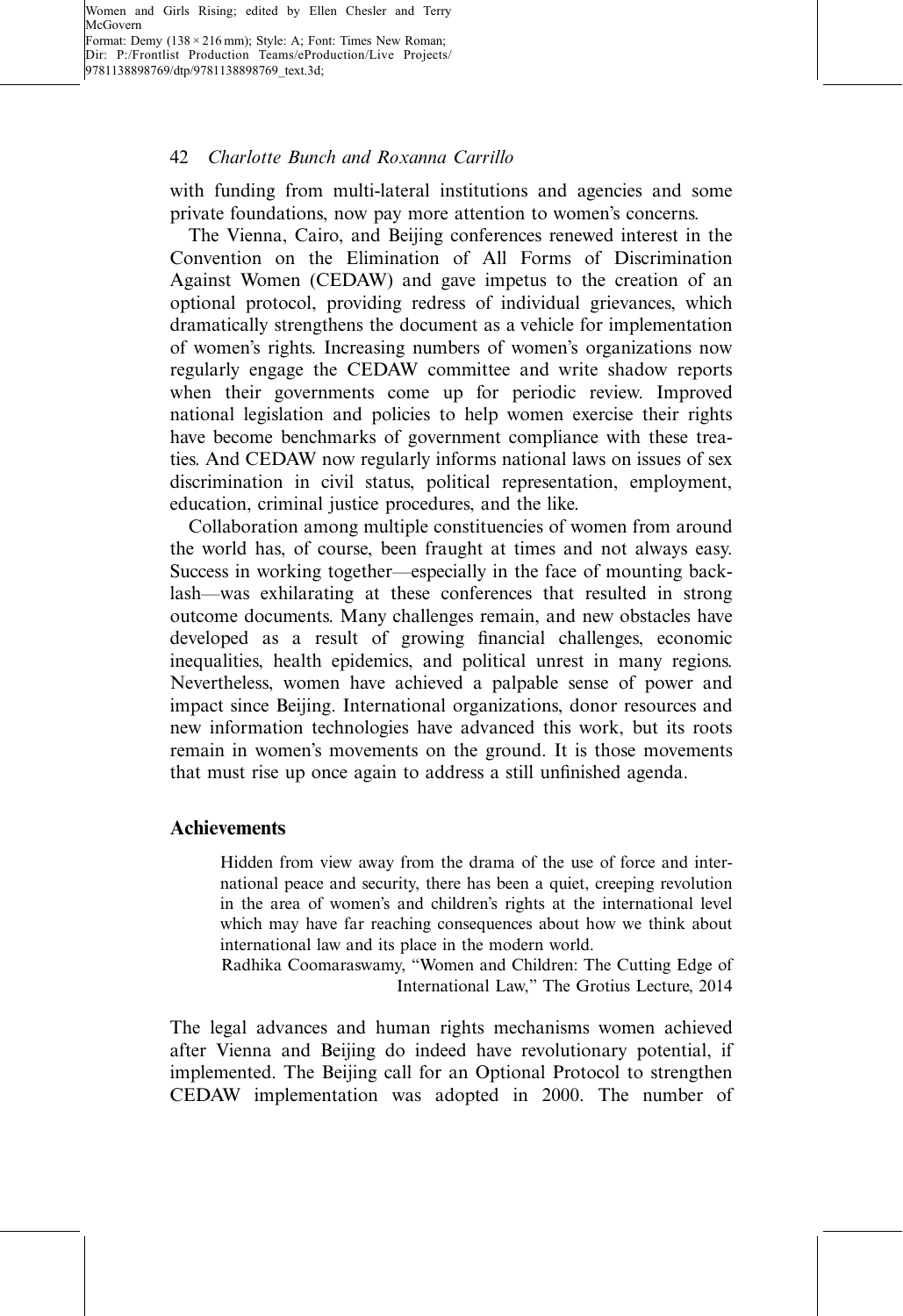with funding from multi-lateral institutions and agencies and some private foundations, now pay more attention to women's concerns.

The Vienna, Cairo, and Beijing conferences renewed interest in the Convention on the Elimination of All Forms of Discrimination Against Women (CEDAW) and gave impetus to the creation of an optional protocol, providing redress of individual grievances, which dramatically strengthens the document as a vehicle for implementation of women's rights. Increasing numbers of women's organizations now regularly engage the CEDAW committee and write shadow reports when their governments come up for periodic review. Improved national legislation and policies to help women exercise their rights have become benchmarks of government compliance with these treaties. And CEDAW now regularly informs national laws on issues of sex discrimination in civil status, political representation, employment, education, criminal justice procedures, and the like.

Collaboration among multiple constituencies of women from around the world has, of course, been fraught at times and not always easy. Success in working together—especially in the face of mounting backlash—was exhilarating at these conferences that resulted in strong outcome documents. Many challenges remain, and new obstacles have developed as a result of growing financial challenges, economic inequalities, health epidemics, and political unrest in many regions. Nevertheless, women have achieved a palpable sense of power and impact since Beijing. International organizations, donor resources and new information technologies have advanced this work, but its roots remain in women's movements on the ground. It is those movements that must rise up once again to address a still unfinished agenda.

## Achievements

> Hidden from view away from the drama of the use of force and international peace and security, there has been a quiet, creeping revolution in the area of women's and children's rights at the international level which may have far reaching consequences about how we think about international law and its place in the modern world.
>
> Radhika Coomaraswamy, "Women and Children: The Cutting Edge of International Law," The Grotius Lecture, 2014

The legal advances and human rights mechanisms women achieved after Vienna and Beijing do indeed have revolutionary potential, if implemented. The Beijing call for an Optional Protocol to strengthen CEDAW implementation was adopted in 2000. The number of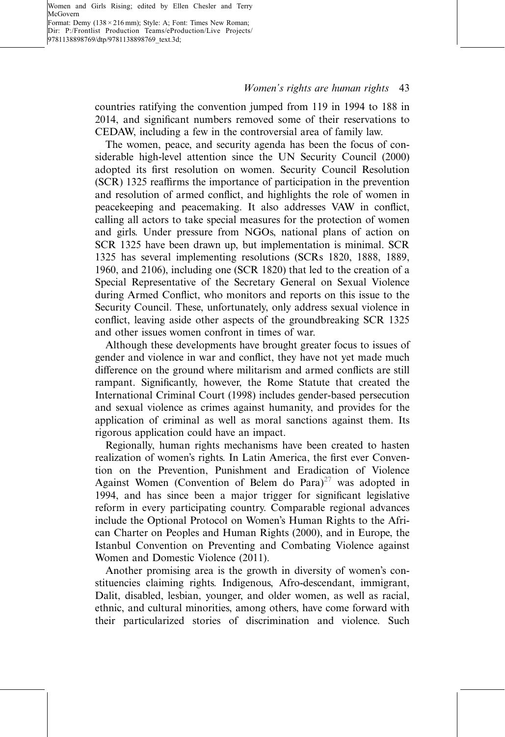countries ratifying the convention jumped from 119 in 1994 to 188 in 2014, and significant numbers removed some of their reservations to CEDAW, including a few in the controversial area of family law.

The women, peace, and security agenda has been the focus of considerable high-level attention since the UN Security Council (2000) adopted its first resolution on women. Security Council Resolution (SCR) 1325 reaffirms the importance of participation in the prevention and resolution of armed conflict, and highlights the role of women in peacekeeping and peacemaking. It also addresses VAW in conflict, calling all actors to take special measures for the protection of women and girls. Under pressure from NGOs, national plans of action on SCR 1325 have been drawn up, but implementation is minimal. SCR 1325 has several implementing resolutions (SCRs 1820, 1888, 1889, 1960, and 2106), including one (SCR 1820) that led to the creation of a Special Representative of the Secretary General on Sexual Violence during Armed Conflict, who monitors and reports on this issue to the Security Council. These, unfortunately, only address sexual violence in conflict, leaving aside other aspects of the groundbreaking SCR 1325 and other issues women confront in times of war.

Although these developments have brought greater focus to issues of gender and violence in war and conflict, they have not yet made much difference on the ground where militarism and armed conflicts are still rampant. Significantly, however, the Rome Statute that created the International Criminal Court (1998) includes gender-based persecution and sexual violence as crimes against humanity, and provides for the application of criminal as well as moral sanctions against them. Its rigorous application could have an impact.

Regionally, human rights mechanisms have been created to hasten realization of women's rights. In Latin America, the first ever Convention on the Prevention, Punishment and Eradication of Violence Against Women (Convention of Belem do Para)[27] was adopted in 1994, and has since been a major trigger for significant legislative reform in every participating country. Comparable regional advances include the Optional Protocol on Women's Human Rights to the African Charter on Peoples and Human Rights (2000), and in Europe, the Istanbul Convention on Preventing and Combating Violence against Women and Domestic Violence (2011).

Another promising area is the growth in diversity of women's constituencies claiming rights. Indigenous, Afro-descendant, immigrant, Dalit, disabled, lesbian, younger, and older women, as well as racial, ethnic, and cultural minorities, among others, have come forward with their particularized stories of discrimination and violence. Such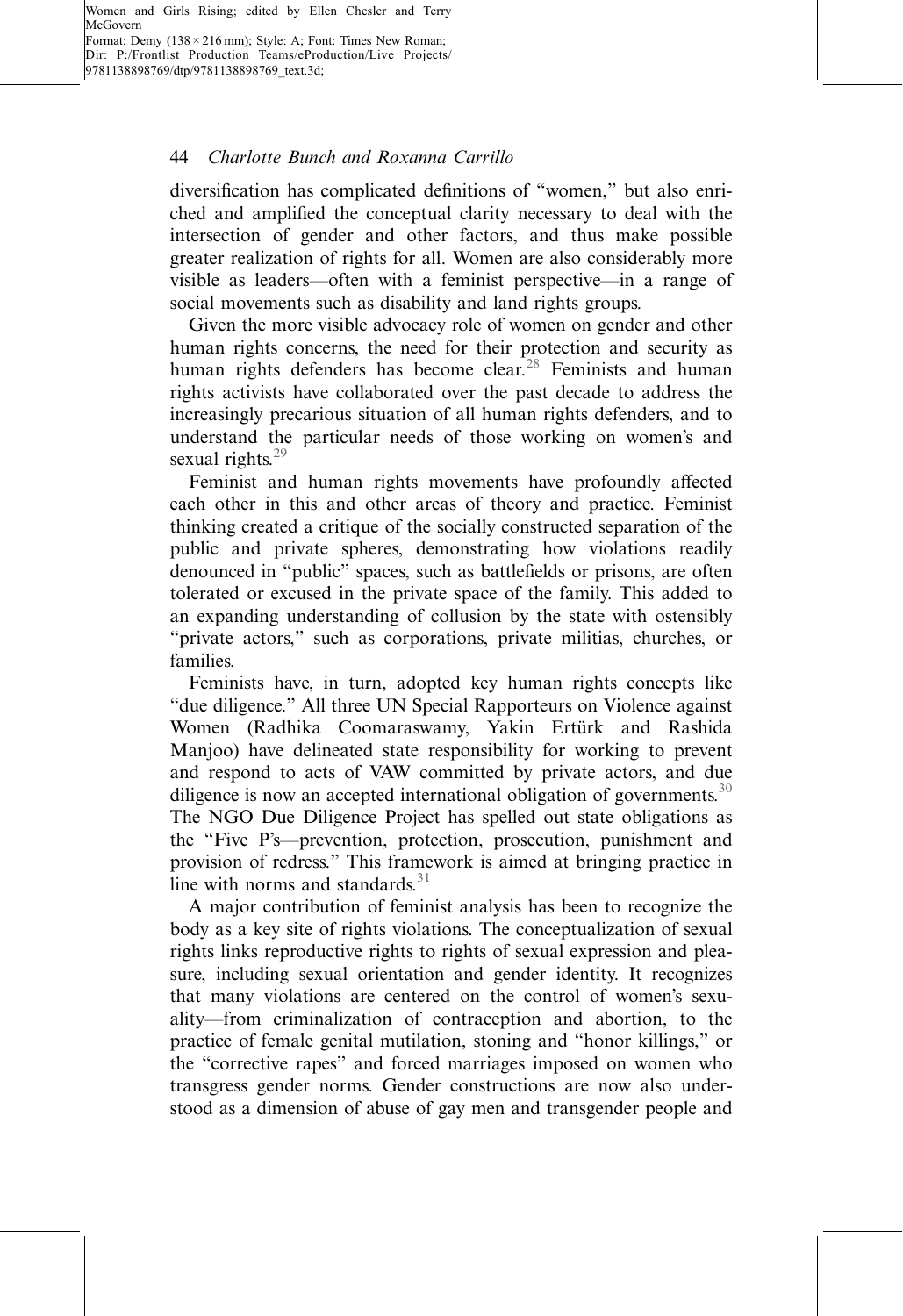diversification has complicated definitions of "women," but also enriched and amplified the conceptual clarity necessary to deal with the intersection of gender and other factors, and thus make possible greater realization of rights for all. Women are also considerably more visible as leaders—often with a feminist perspective—in a range of social movements such as disability and land rights groups.

Given the more visible advocacy role of women on gender and other human rights concerns, the need for their protection and security as human rights defenders has become clear.[28] Feminists and human rights activists have collaborated over the past decade to address the increasingly precarious situation of all human rights defenders, and to understand the particular needs of those working on women's and sexual rights.[29]

Feminist and human rights movements have profoundly affected each other in this and other areas of theory and practice. Feminist thinking created a critique of the socially constructed separation of the public and private spheres, demonstrating how violations readily denounced in "public" spaces, such as battlefields or prisons, are often tolerated or excused in the private space of the family. This added to an expanding understanding of collusion by the state with ostensibly "private actors," such as corporations, private militias, churches, or families.

Feminists have, in turn, adopted key human rights concepts like "due diligence." All three UN Special Rapporteurs on Violence against Women (Radhika Coomaraswamy, Yakin Ertürk and Rashida Manjoo) have delineated state responsibility for working to prevent and respond to acts of VAW committed by private actors, and due diligence is now an accepted international obligation of governments.[30] The NGO Due Diligence Project has spelled out state obligations as the "Five P's—prevention, protection, prosecution, punishment and provision of redress." This framework is aimed at bringing practice in line with norms and standards.[31]

A major contribution of feminist analysis has been to recognize the body as a key site of rights violations. The conceptualization of sexual rights links reproductive rights to rights of sexual expression and pleasure, including sexual orientation and gender identity. It recognizes that many violations are centered on the control of women's sexuality—from criminalization of contraception and abortion, to the practice of female genital mutilation, stoning and "honor killings," or the "corrective rapes" and forced marriages imposed on women who transgress gender norms. Gender constructions are now also understood as a dimension of abuse of gay men and transgender people and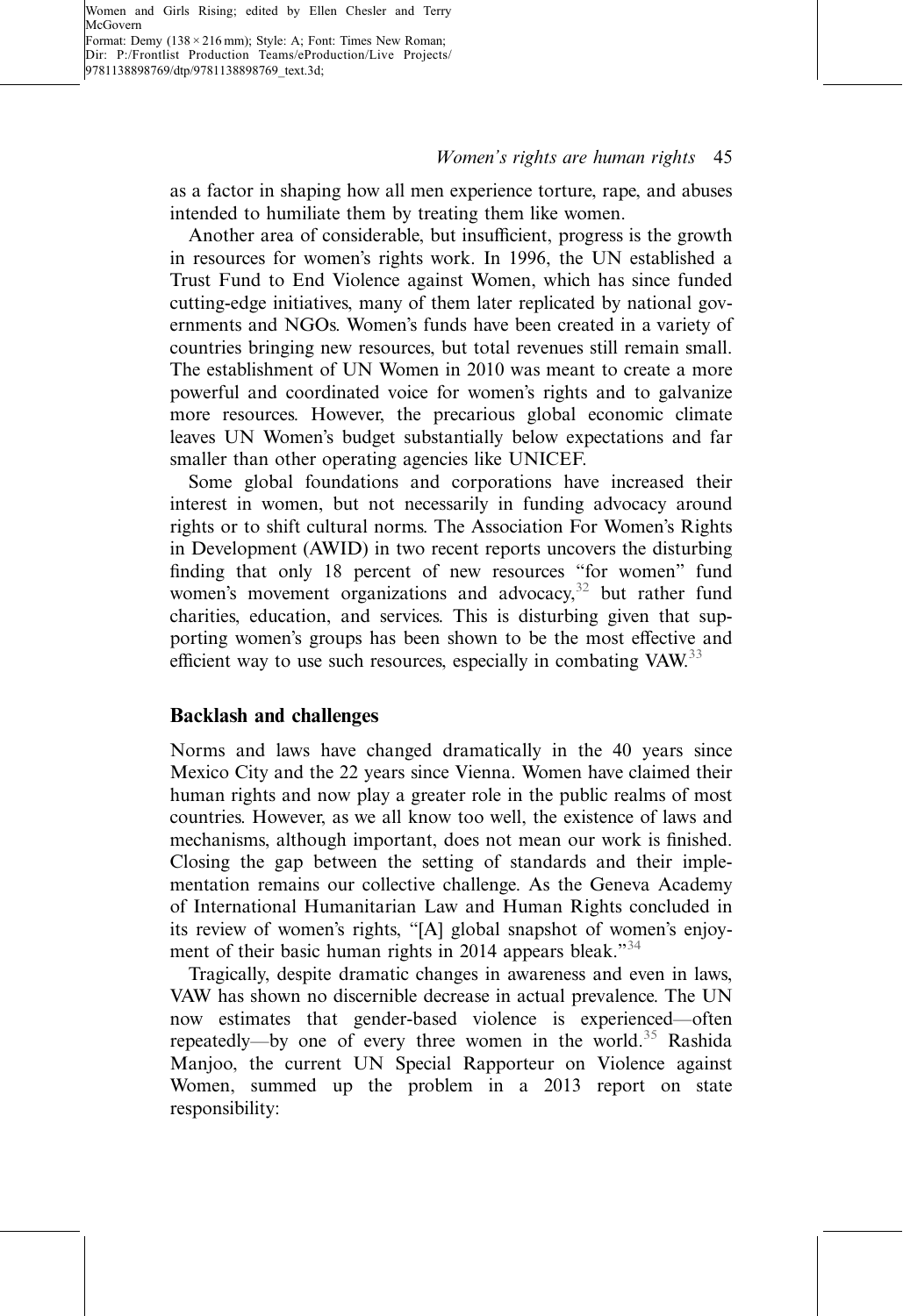as a factor in shaping how all men experience torture, rape, and abuses intended to humiliate them by treating them like women.

Another area of considerable, but insufficient, progress is the growth in resources for women's rights work. In 1996, the UN established a Trust Fund to End Violence against Women, which has since funded cutting-edge initiatives, many of them later replicated by national governments and NGOs. Women's funds have been created in a variety of countries bringing new resources, but total revenues still remain small. The establishment of UN Women in 2010 was meant to create a more powerful and coordinated voice for women's rights and to galvanize more resources. However, the precarious global economic climate leaves UN Women's budget substantially below expectations and far smaller than other operating agencies like UNICEF.

Some global foundations and corporations have increased their interest in women, but not necessarily in funding advocacy around rights or to shift cultural norms. The Association For Women's Rights in Development (AWID) in two recent reports uncovers the disturbing finding that only 18 percent of new resources "for women" fund women's movement organizations and advocacy,[32] but rather fund charities, education, and services. This is disturbing given that supporting women's groups has been shown to be the most effective and efficient way to use such resources, especially in combating VAW.[33]

## Backlash and challenges

Norms and laws have changed dramatically in the 40 years since Mexico City and the 22 years since Vienna. Women have claimed their human rights and now play a greater role in the public realms of most countries. However, as we all know too well, the existence of laws and mechanisms, although important, does not mean our work is finished. Closing the gap between the setting of standards and their implementation remains our collective challenge. As the Geneva Academy of International Humanitarian Law and Human Rights concluded in its review of women's rights, "[A] global snapshot of women's enjoyment of their basic human rights in 2014 appears bleak."[34]

Tragically, despite dramatic changes in awareness and even in laws, VAW has shown no discernible decrease in actual prevalence. The UN now estimates that gender-based violence is experienced—often repeatedly—by one of every three women in the world.[35] Rashida Manjoo, the current UN Special Rapporteur on Violence against Women, summed up the problem in a 2013 report on state responsibility: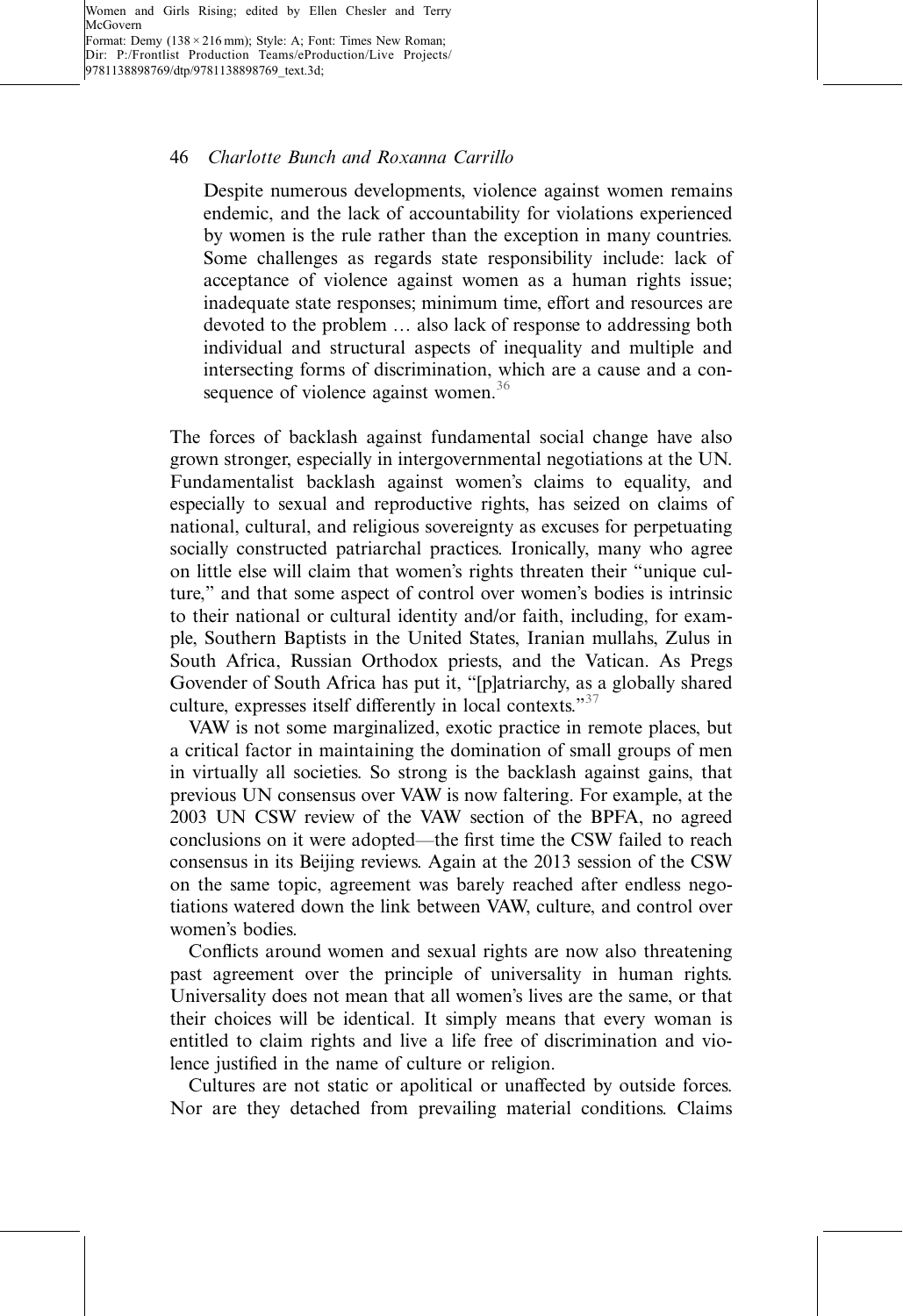> Despite numerous developments, violence against women remains endemic, and the lack of accountability for violations experienced by women is the rule rather than the exception in many countries. Some challenges as regards state responsibility include: lack of acceptance of violence against women as a human rights issue; inadequate state responses; minimum time, effort and resources are devoted to the problem … also lack of response to addressing both individual and structural aspects of inequality and multiple and intersecting forms of discrimination, which are a cause and a consequence of violence against women.[36]

The forces of backlash against fundamental social change have also grown stronger, especially in intergovernmental negotiations at the UN. Fundamentalist backlash against women's claims to equality, and especially to sexual and reproductive rights, has seized on claims of national, cultural, and religious sovereignty as excuses for perpetuating socially constructed patriarchal practices. Ironically, many who agree on little else will claim that women's rights threaten their "unique culture," and that some aspect of control over women's bodies is intrinsic to their national or cultural identity and/or faith, including, for example, Southern Baptists in the United States, Iranian mullahs, Zulus in South Africa, Russian Orthodox priests, and the Vatican. As Pregs Govender of South Africa has put it, "[p]atriarchy, as a globally shared culture, expresses itself differently in local contexts."[37]

VAW is not some marginalized, exotic practice in remote places, but a critical factor in maintaining the domination of small groups of men in virtually all societies. So strong is the backlash against gains, that previous UN consensus over VAW is now faltering. For example, at the 2003 UN CSW review of the VAW section of the BPFA, no agreed conclusions on it were adopted—the first time the CSW failed to reach consensus in its Beijing reviews. Again at the 2013 session of the CSW on the same topic, agreement was barely reached after endless negotiations watered down the link between VAW, culture, and control over women's bodies.

Conflicts around women and sexual rights are now also threatening past agreement over the principle of universality in human rights. Universality does not mean that all women's lives are the same, or that their choices will be identical. It simply means that every woman is entitled to claim rights and live a life free of discrimination and violence justified in the name of culture or religion.

Cultures are not static or apolitical or unaffected by outside forces. Nor are they detached from prevailing material conditions. Claims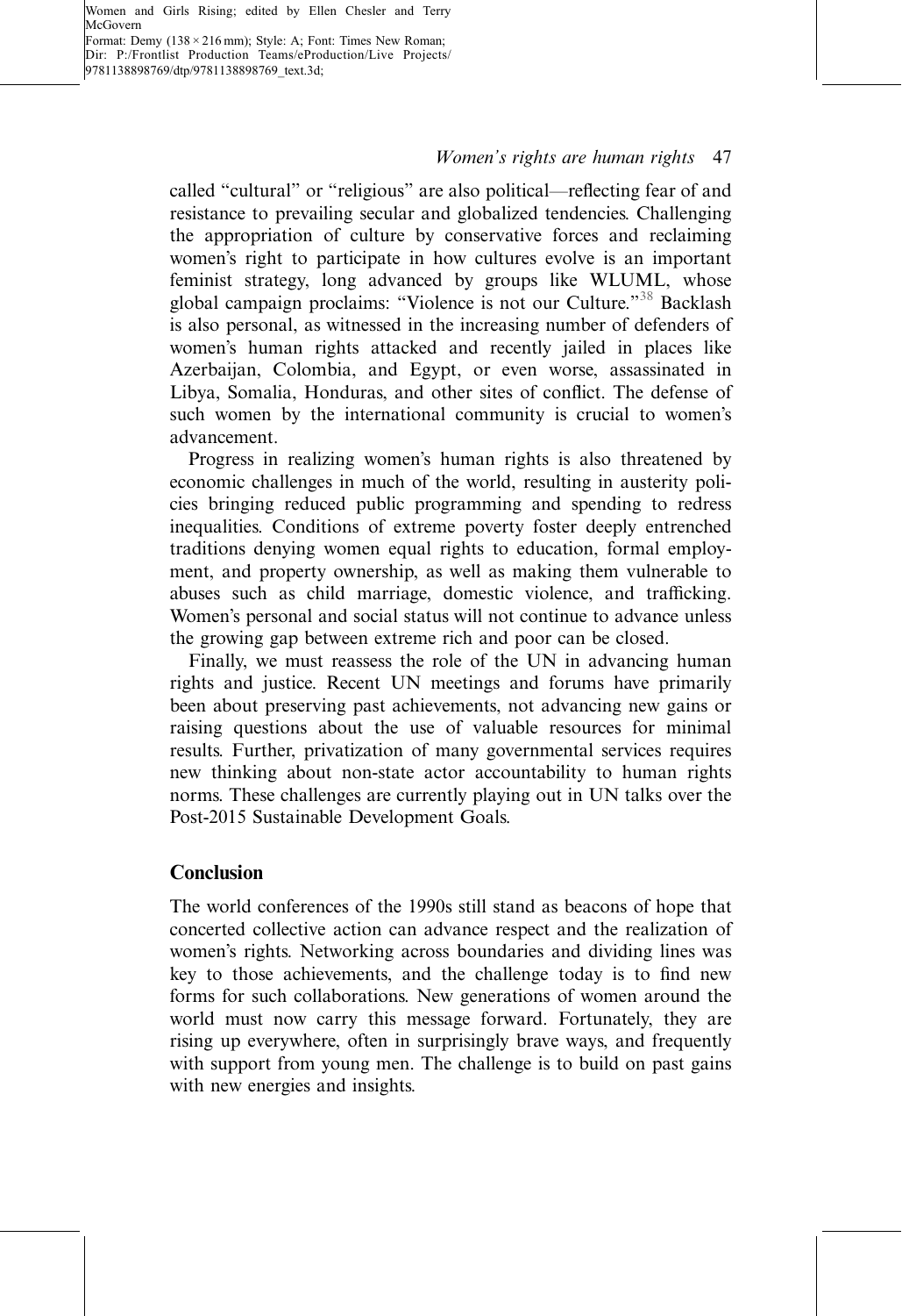called "cultural" or "religious" are also political—reflecting fear of and resistance to prevailing secular and globalized tendencies. Challenging the appropriation of culture by conservative forces and reclaiming women's right to participate in how cultures evolve is an important feminist strategy, long advanced by groups like WLUML, whose global campaign proclaims: "Violence is not our Culture."[38] Backlash is also personal, as witnessed in the increasing number of defenders of women's human rights attacked and recently jailed in places like Azerbaijan, Colombia, and Egypt, or even worse, assassinated in Libya, Somalia, Honduras, and other sites of conflict. The defense of such women by the international community is crucial to women's advancement.

Progress in realizing women's human rights is also threatened by economic challenges in much of the world, resulting in austerity policies bringing reduced public programming and spending to redress inequalities. Conditions of extreme poverty foster deeply entrenched traditions denying women equal rights to education, formal employment, and property ownership, as well as making them vulnerable to abuses such as child marriage, domestic violence, and trafficking. Women's personal and social status will not continue to advance unless the growing gap between extreme rich and poor can be closed.

Finally, we must reassess the role of the UN in advancing human rights and justice. Recent UN meetings and forums have primarily been about preserving past achievements, not advancing new gains or raising questions about the use of valuable resources for minimal results. Further, privatization of many governmental services requires new thinking about non-state actor accountability to human rights norms. These challenges are currently playing out in UN talks over the Post-2015 Sustainable Development Goals.

## Conclusion

The world conferences of the 1990s still stand as beacons of hope that concerted collective action can advance respect and the realization of women's rights. Networking across boundaries and dividing lines was key to those achievements, and the challenge today is to find new forms for such collaborations. New generations of women around the world must now carry this message forward. Fortunately, they are rising up everywhere, often in surprisingly brave ways, and frequently with support from young men. The challenge is to build on past gains with new energies and insights.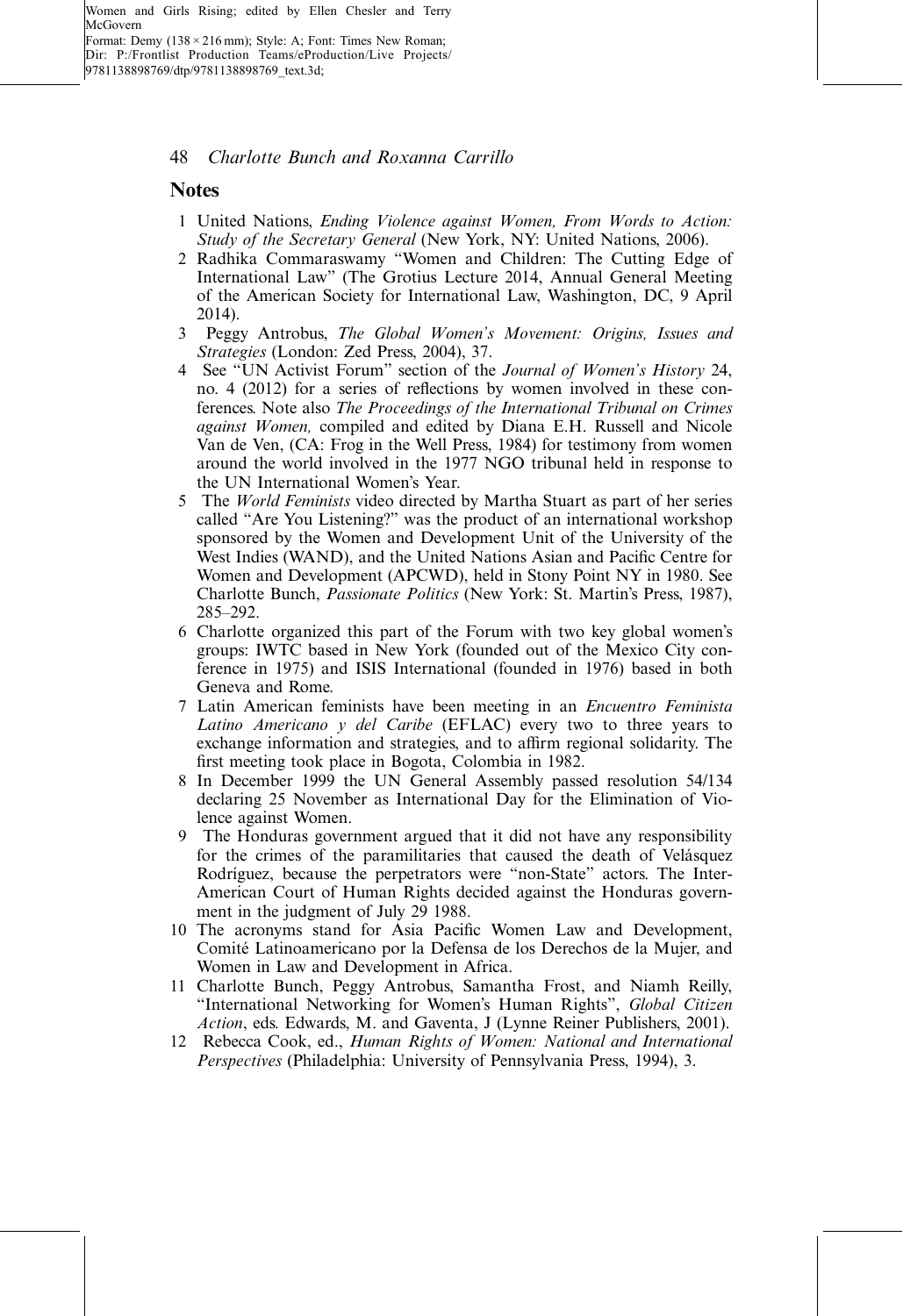## Notes

1. United Nations, *Ending Violence against Women, From Words to Action: Study of the Secretary General* (New York, NY: United Nations, 2006).
2. Radhika Commaraswamy "Women and Children: The Cutting Edge of International Law" (The Grotius Lecture 2014, Annual General Meeting of the American Society for International Law, Washington, DC, 9 April 2014).
3. Peggy Antrobus, *The Global Women's Movement: Origins, Issues and Strategies* (London: Zed Press, 2004), 37.
4. See "UN Activist Forum" section of the *Journal of Women's History* 24, no. 4 (2012) for a series of reflections by women involved in these conferences. Note also *The Proceedings of the International Tribunal on Crimes against Women,* compiled and edited by Diana E.H. Russell and Nicole Van de Ven, (CA: Frog in the Well Press, 1984) for testimony from women around the world involved in the 1977 NGO tribunal held in response to the UN International Women's Year.
5. The *World Feminists* video directed by Martha Stuart as part of her series called "Are You Listening?" was the product of an international workshop sponsored by the Women and Development Unit of the University of the West Indies (WAND), and the United Nations Asian and Pacific Centre for Women and Development (APCWD), held in Stony Point NY in 1980. See Charlotte Bunch, *Passionate Politics* (New York: St. Martin's Press, 1987), 285–292.
6. Charlotte organized this part of the Forum with two key global women's groups: IWTC based in New York (founded out of the Mexico City conference in 1975) and ISIS International (founded in 1976) based in both Geneva and Rome.
7. Latin American feminists have been meeting in an *Encuentro Feminista Latino Americano y del Caribe* (EFLAC) every two to three years to exchange information and strategies, and to affirm regional solidarity. The first meeting took place in Bogota, Colombia in 1982.
8. In December 1999 the UN General Assembly passed resolution 54/134 declaring 25 November as International Day for the Elimination of Violence against Women.
9. The Honduras government argued that it did not have any responsibility for the crimes of the paramilitaries that caused the death of Velásquez Rodríguez, because the perpetrators were "non-State" actors. The Inter-American Court of Human Rights decided against the Honduras government in the judgment of July 29 1988.
10. The acronyms stand for Asia Pacific Women Law and Development, Comité Latinoamericano por la Defensa de los Derechos de la Mujer, and Women in Law and Development in Africa.
11. Charlotte Bunch, Peggy Antrobus, Samantha Frost, and Niamh Reilly, "International Networking for Women's Human Rights", *Global Citizen Action*, eds. Edwards, M. and Gaventa, J (Lynne Reiner Publishers, 2001).
12. Rebecca Cook, ed., *Human Rights of Women: National and International Perspectives* (Philadelphia: University of Pennsylvania Press, 1994), 3.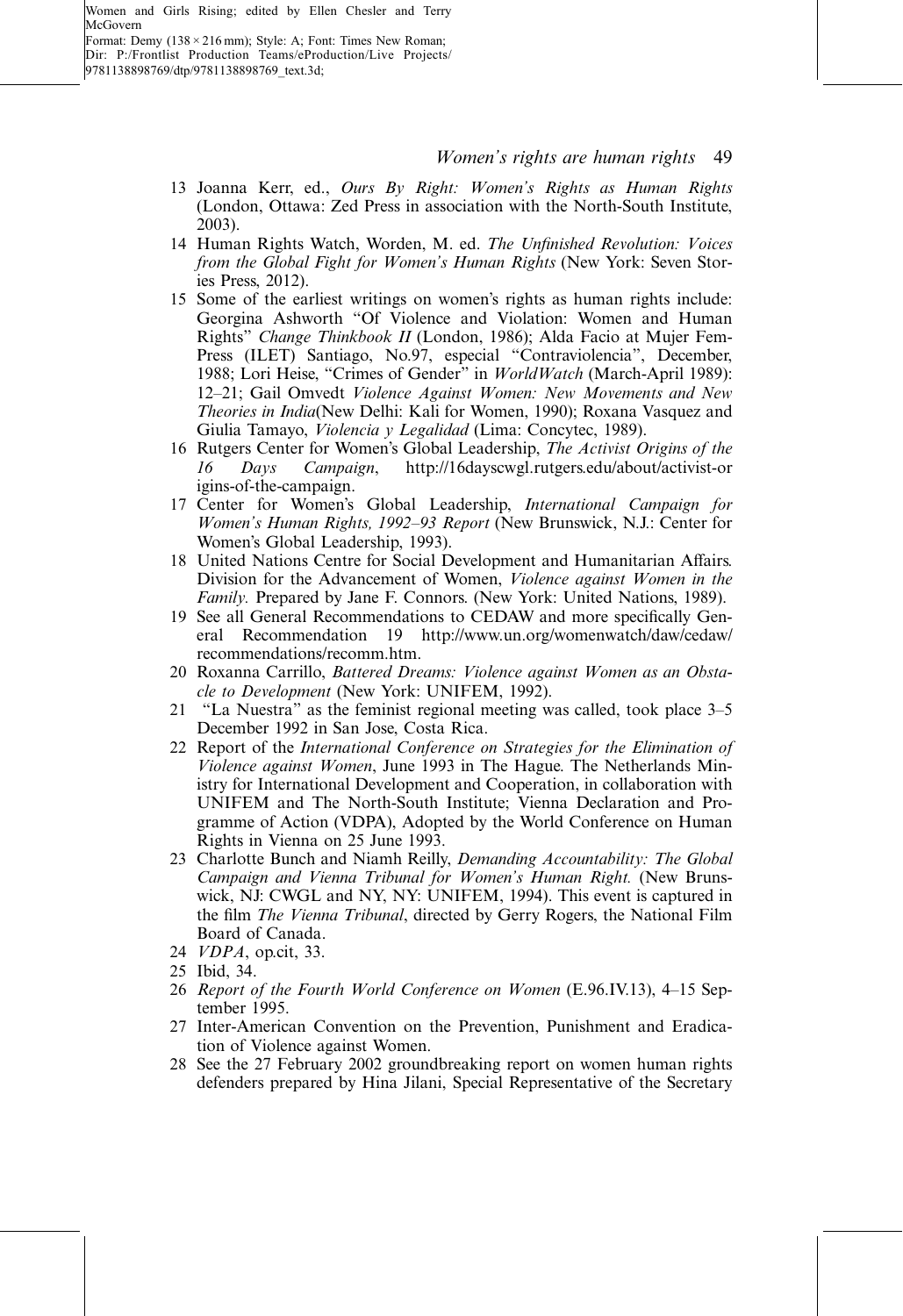13 Joanna Kerr, ed., *Ours By Right: Women's Rights as Human Rights* (London, Ottawa: Zed Press in association with the North-South Institute, 2003).

14 Human Rights Watch, Worden, M. ed. *The Unfinished Revolution: Voices from the Global Fight for Women's Human Rights* (New York: Seven Stories Press, 2012).

15 Some of the earliest writings on women's rights as human rights include: Georgina Ashworth "Of Violence and Violation: Women and Human Rights" *Change Thinkbook II* (London, 1986); Alda Facio at Mujer Fem-Press (ILET) Santiago, No.97, especial "Contraviolencia", December, 1988; Lori Heise, "Crimes of Gender" in *WorldWatch* (March-April 1989): 12–21; Gail Omvedt *Violence Against Women: New Movements and New Theories in India*(New Delhi: Kali for Women, 1990); Roxana Vasquez and Giulia Tamayo, *Violencia y Legalidad* (Lima: Concytec, 1989).

16 Rutgers Center for Women's Global Leadership, *The Activist Origins of the 16 Days Campaign*, http://16dayscwgl.rutgers.edu/about/activist-origins-of-the-campaign.

17 Center for Women's Global Leadership, *International Campaign for Women's Human Rights, 1992–93 Report* (New Brunswick, N.J.: Center for Women's Global Leadership, 1993).

18 United Nations Centre for Social Development and Humanitarian Affairs. Division for the Advancement of Women, *Violence against Women in the Family.* Prepared by Jane F. Connors. (New York: United Nations, 1989).

19 See all General Recommendations to CEDAW and more specifically General Recommendation 19 http://www.un.org/womenwatch/daw/cedaw/recommendations/recomm.htm.

20 Roxanna Carrillo, *Battered Dreams: Violence against Women as an Obstacle to Development* (New York: UNIFEM, 1992).

21 "La Nuestra" as the feminist regional meeting was called, took place 3–5 December 1992 in San Jose, Costa Rica.

22 Report of the *International Conference on Strategies for the Elimination of Violence against Women*, June 1993 in The Hague. The Netherlands Ministry for International Development and Cooperation, in collaboration with UNIFEM and The North-South Institute; Vienna Declaration and Programme of Action (VDPA), Adopted by the World Conference on Human Rights in Vienna on 25 June 1993.

23 Charlotte Bunch and Niamh Reilly, *Demanding Accountability: The Global Campaign and Vienna Tribunal for Women's Human Right.* (New Brunswick, NJ: CWGL and NY, NY: UNIFEM, 1994). This event is captured in the film *The Vienna Tribunal*, directed by Gerry Rogers, the National Film Board of Canada.

24 *VDPA*, op.cit, 33.

25 Ibid, 34.

26 *Report of the Fourth World Conference on Women* (E.96.IV.13), 4–15 September 1995.

27 Inter-American Convention on the Prevention, Punishment and Eradication of Violence against Women.

28 See the 27 February 2002 groundbreaking report on women human rights defenders prepared by Hina Jilani, Special Representative of the Secretary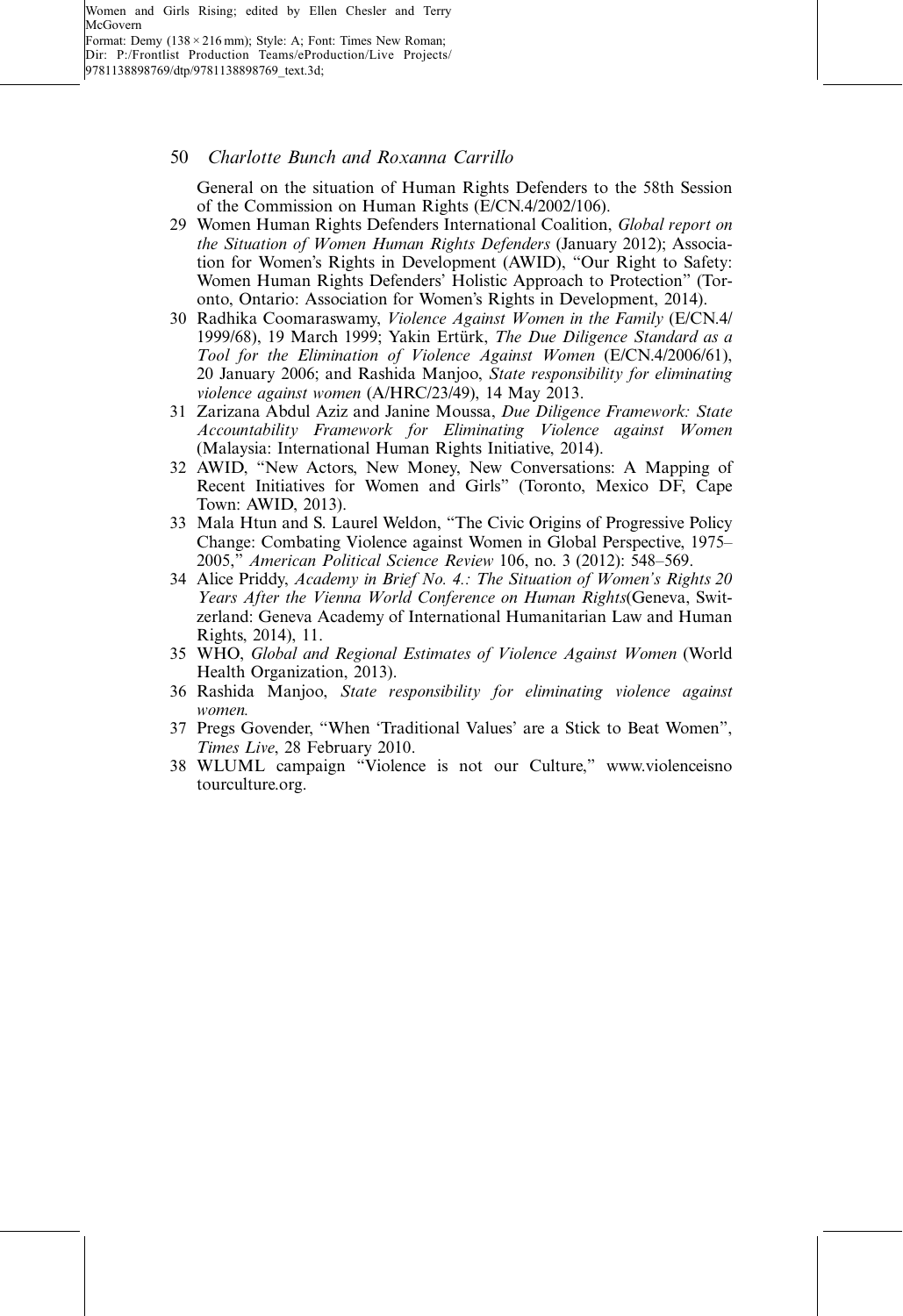General on the situation of Human Rights Defenders to the 58th Session of the Commission on Human Rights (E/CN.4/2002/106).

29 Women Human Rights Defenders International Coalition, *Global report on the Situation of Women Human Rights Defenders* (January 2012); Association for Women's Rights in Development (AWID), "Our Right to Safety: Women Human Rights Defenders' Holistic Approach to Protection" (Toronto, Ontario: Association for Women's Rights in Development, 2014).

30 Radhika Coomaraswamy, *Violence Against Women in the Family* (E/CN.4/1999/68), 19 March 1999; Yakin Ertürk, *The Due Diligence Standard as a Tool for the Elimination of Violence Against Women* (E/CN.4/2006/61), 20 January 2006; and Rashida Manjoo, *State responsibility for eliminating violence against women* (A/HRC/23/49), 14 May 2013.

31 Zarizana Abdul Aziz and Janine Moussa, *Due Diligence Framework: State Accountability Framework for Eliminating Violence against Women* (Malaysia: International Human Rights Initiative, 2014).

32 AWID, "New Actors, New Money, New Conversations: A Mapping of Recent Initiatives for Women and Girls" (Toronto, Mexico DF, Cape Town: AWID, 2013).

33 Mala Htun and S. Laurel Weldon, "The Civic Origins of Progressive Policy Change: Combating Violence against Women in Global Perspective, 1975–2005," *American Political Science Review* 106, no. 3 (2012): 548–569.

34 Alice Priddy, *Academy in Brief No. 4.: The Situation of Women's Rights 20 Years After the Vienna World Conference on Human Rights*(Geneva, Switzerland: Geneva Academy of International Humanitarian Law and Human Rights, 2014), 11.

35 WHO, *Global and Regional Estimates of Violence Against Women* (World Health Organization, 2013).

36 Rashida Manjoo, *State responsibility for eliminating violence against women.*

37 Pregs Govender, "When 'Traditional Values' are a Stick to Beat Women", *Times Live*, 28 February 2010.

38 WLUML campaign "Violence is not our Culture," www.violenceisnotourculture.org.